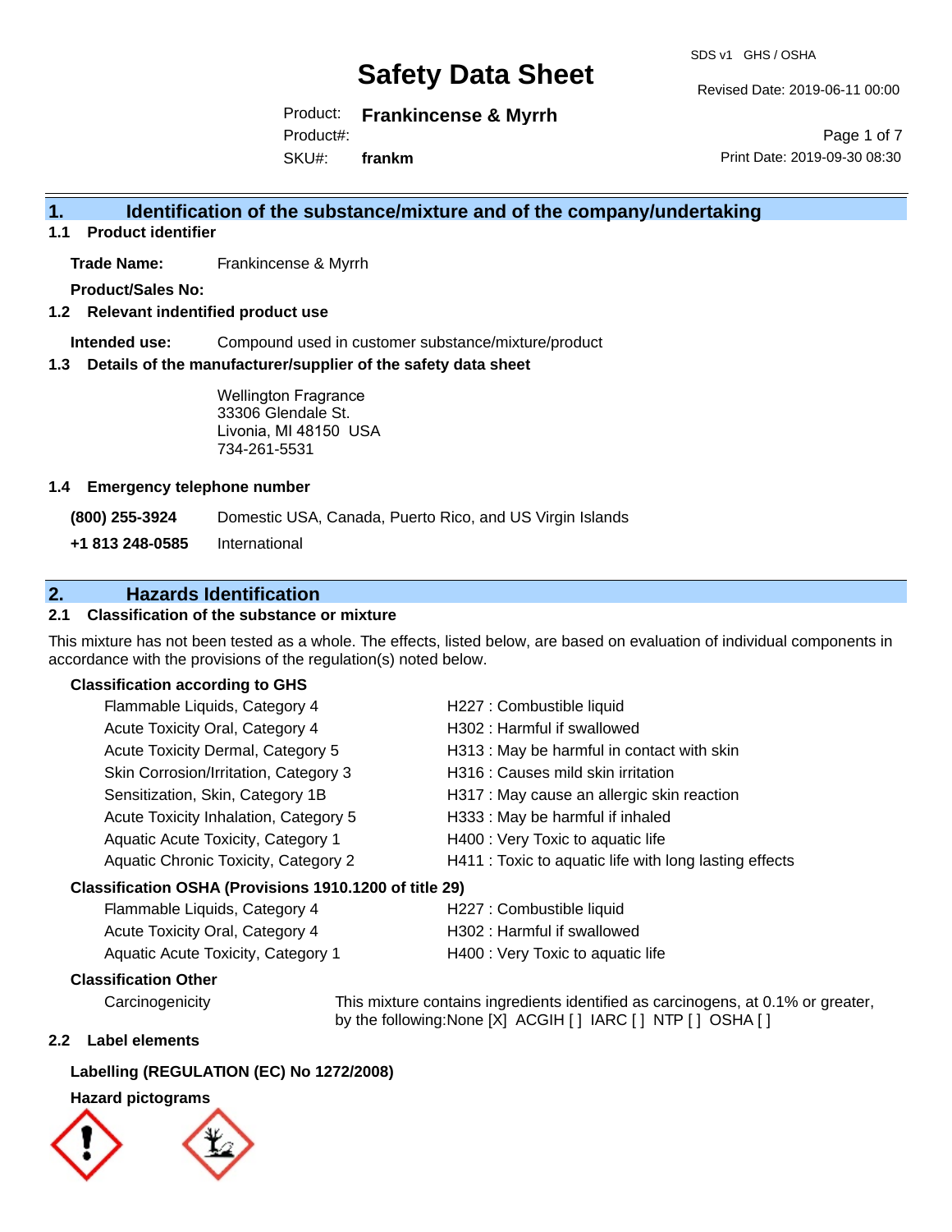# Safety Data Sheet

SDS v1 GHS / OSHA

Revised Date: 2019-06-11 00:00

Product: **Frankincense & Myrrh**

Product#:

SKU#: **frankm**

Print Date: 2019-09-30 08:30

## 1. Identification of the substance/mixture and of the company/undertaking

### 1.1 Product identifier

**Trade Name:** Frankincense & Myrrh

**Product/Sales No:**

### 1.2 Relevant indentified product use

**Intended use:** Compound used in customer substance/mixture/product

### 1.3 Details of the manufacturer/supplier of the safety data sheet

Wellington Fragrance
33306 Glendale St.
Livonia, MI 48150 USA
734-261-5531

### 1.4 Emergency telephone number

**(800) 255-3924** Domestic USA, Canada, Puerto Rico, and US Virgin Islands

**+1 813 248-0585** International

## 2. Hazards Identification

### 2.1 Classification of the substance or mixture

This mixture has not been tested as a whole. The effects, listed below, are based on evaluation of individual components in accordance with the provisions of the regulation(s) noted below.

**Classification according to GHS**

| | |
|---|---|
| Flammable Liquids, Category 4 | H227 : Combustible liquid |
| Acute Toxicity Oral, Category 4 | H302 : Harmful if swallowed |
| Acute Toxicity Dermal, Category 5 | H313 : May be harmful in contact with skin |
| Skin Corrosion/Irritation, Category 3 | H316 : Causes mild skin irritation |
| Sensitization, Skin, Category 1B | H317 : May cause an allergic skin reaction |
| Acute Toxicity Inhalation, Category 5 | H333 : May be harmful if inhaled |
| Aquatic Acute Toxicity, Category 1 | H400 : Very Toxic to aquatic life |
| Aquatic Chronic Toxicity, Category 2 | H411 : Toxic to aquatic life with long lasting effects |

**Classification OSHA (Provisions 1910.1200 of title 29)**

| | |
|---|---|
| Flammable Liquids, Category 4 | H227 : Combustible liquid |
| Acute Toxicity Oral, Category 4 | H302 : Harmful if swallowed |
| Aquatic Acute Toxicity, Category 1 | H400 : Very Toxic to aquatic life |

**Classification Other**

Carcinogenicity: This mixture contains ingredients identified as carcinogens, at 0.1% or greater, by the following:None [X] ACGIH [ ] IARC [ ] NTP [ ] OSHA [ ]

### 2.2 Label elements

**Labelling (REGULATION (EC) No 1272/2008)**

**Hazard pictograms**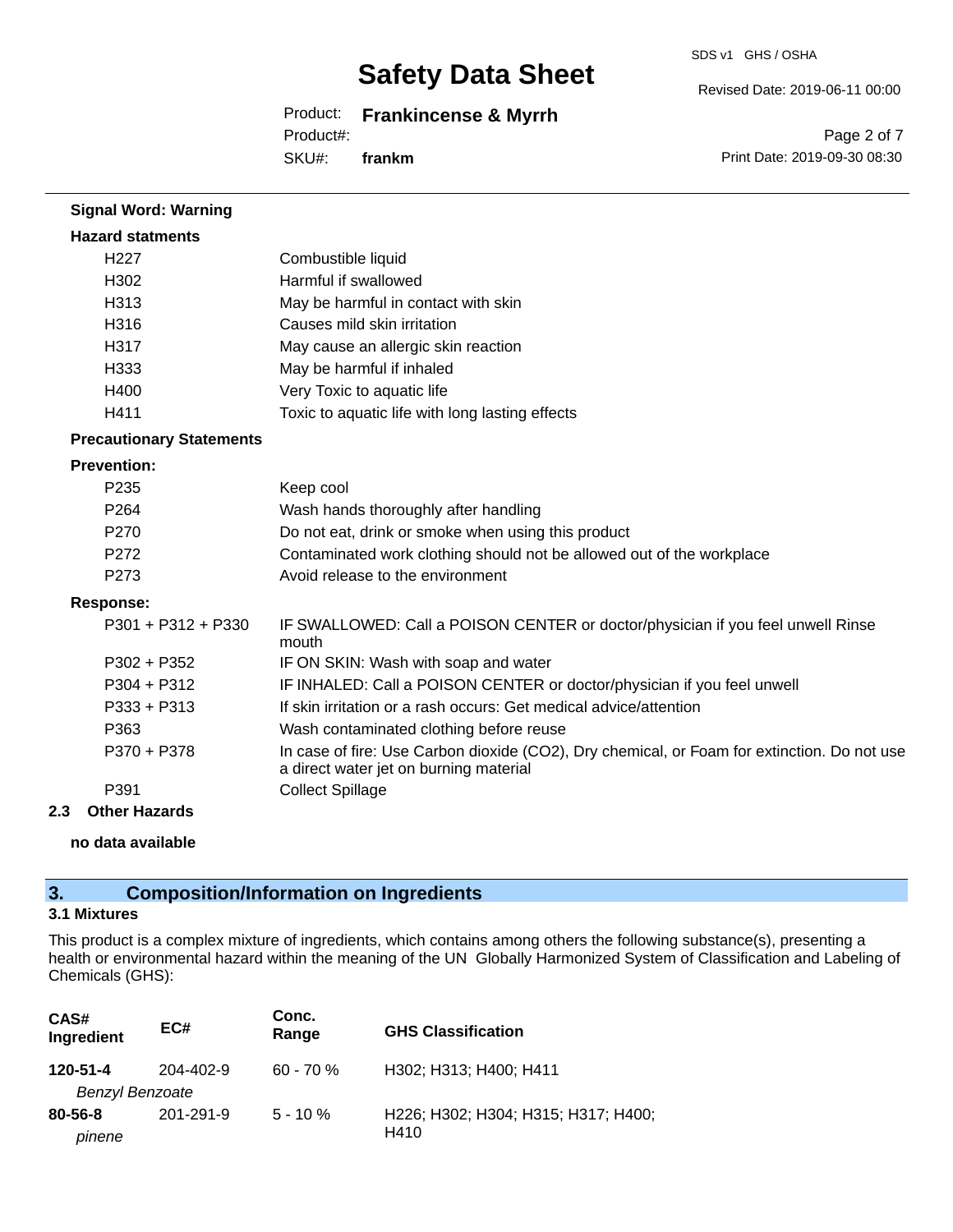**Signal Word: Warning**

**Hazard statments**

| | |
|---|---|
| H227 | Combustible liquid |
| H302 | Harmful if swallowed |
| H313 | May be harmful in contact with skin |
| H316 | Causes mild skin irritation |
| H317 | May cause an allergic skin reaction |
| H333 | May be harmful if inhaled |
| H400 | Very Toxic to aquatic life |
| H411 | Toxic to aquatic life with long lasting effects |

**Precautionary Statements**

**Prevention:**

| | |
|---|---|
| P235 | Keep cool |
| P264 | Wash hands thoroughly after handling |
| P270 | Do not eat, drink or smoke when using this product |
| P272 | Contaminated work clothing should not be allowed out of the workplace |
| P273 | Avoid release to the environment |

**Response:**

| | |
|---|---|
| P301 + P312 + P330 | IF SWALLOWED: Call a POISON CENTER or doctor/physician if you feel unwell Rinse mouth |
| P302 + P352 | IF ON SKIN: Wash with soap and water |
| P304 + P312 | IF INHALED: Call a POISON CENTER or doctor/physician if you feel unwell |
| P333 + P313 | If skin irritation or a rash occurs: Get medical advice/attention |
| P363 | Wash contaminated clothing before reuse |
| P370 + P378 | In case of fire: Use Carbon dioxide ($CO_2$), Dry chemical, or Foam for extinction. Do not use a direct water jet on burning material |
| P391 | Collect Spillage |

### 2.3 Other Hazards

**no data available**

## 3. Composition/Information on Ingredients

### 3.1 Mixtures

This product is a complex mixture of ingredients, which contains among others the following substance(s), presenting a health or environmental hazard within the meaning of the UN Globally Harmonized System of Classification and Labeling of Chemicals (GHS):

| CAS# Ingredient | EC# | Conc. Range | GHS Classification |
|---|---|---|---|
| **120-51-4** *Benzyl Benzoate* | 204-402-9 | 60 - 70 % | H302; H313; H400; H411 |
| **80-56-8** *pinene* | 201-291-9 | 5 - 10 % | H226; H302; H304; H315; H317; H400; H410 |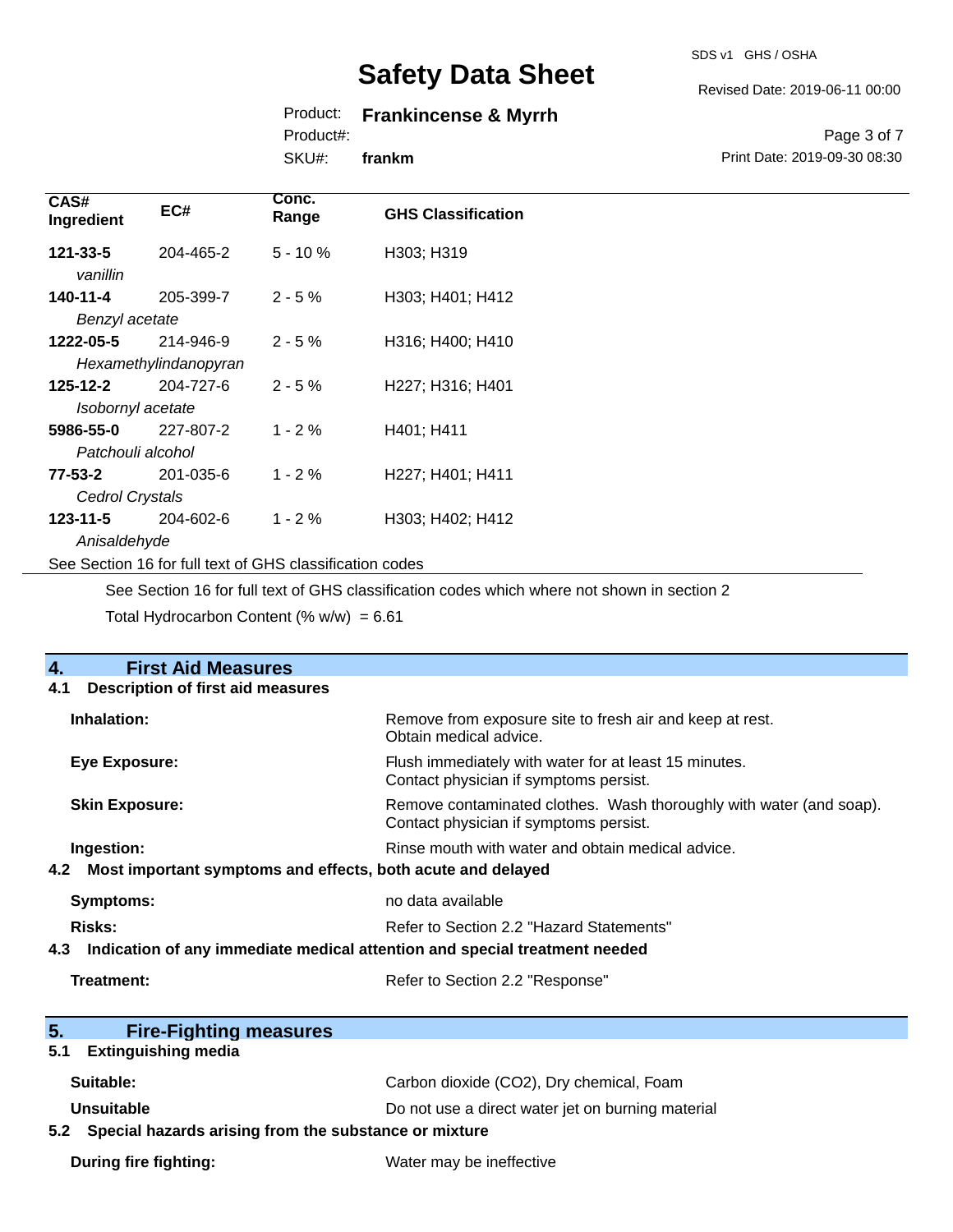| CAS# Ingredient | EC# | Conc. Range | GHS Classification |
|---|---|---|---|
| **121-33-5** *vanillin* | 204-465-2 | 5 - 10 % | H303; H319 |
| **140-11-4** *Benzyl acetate* | 205-399-7 | 2 - 5 % | H303; H401; H412 |
| **1222-05-5** *Hexamethylindanopyran* | 214-946-9 | 2 - 5 % | H316; H400; H410 |
| **125-12-2** *Isobornyl acetate* | 204-727-6 | 2 - 5 % | H227; H316; H401 |
| **5986-55-0** *Patchouli alcohol* | 227-807-2 | 1 - 2 % | H401; H411 |
| **77-53-2** *Cedrol Crystals* | 201-035-6 | 1 - 2 % | H227; H401; H411 |
| **123-11-5** *Anisaldehyde* | 204-602-6 | 1 - 2 % | H303; H402; H412 |

See Section 16 for full text of GHS classification codes

See Section 16 for full text of GHS classification codes which where not shown in section 2

Total Hydrocarbon Content (% w/w) = 6.61

## 4. First Aid Measures

### 4.1 Description of first aid measures

**Inhalation:** Remove from exposure site to fresh air and keep at rest. Obtain medical advice.

**Eye Exposure:** Flush immediately with water for at least 15 minutes. Contact physician if symptoms persist.

**Skin Exposure:** Remove contaminated clothes. Wash thoroughly with water (and soap). Contact physician if symptoms persist.

**Ingestion:** Rinse mouth with water and obtain medical advice.

### 4.2 Most important symptoms and effects, both acute and delayed

**Symptoms:** no data available

**Risks:** Refer to Section 2.2 "Hazard Statements"

### 4.3 Indication of any immediate medical attention and special treatment needed

**Treatment:** Refer to Section 2.2 "Response"

## 5. Fire-Fighting measures

### 5.1 Extinguishing media

**Suitable:** Carbon dioxide ($CO_2$), Dry chemical, Foam

**Unsuitable** Do not use a direct water jet on burning material

### 5.2 Special hazards arising from the substance or mixture

**During fire fighting:** Water may be ineffective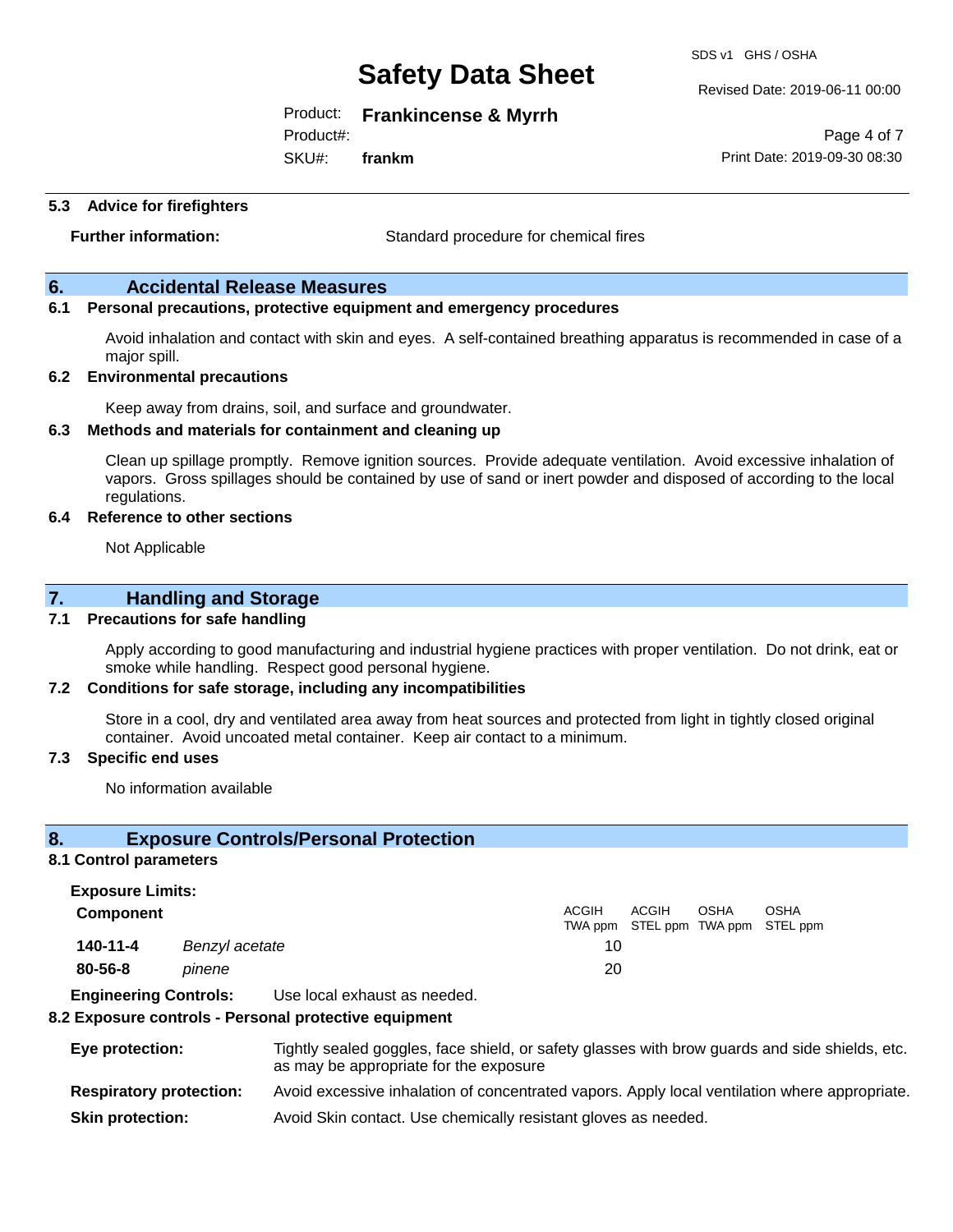### 5.3 Advice for firefighters

**Further information:** Standard procedure for chemical fires

## 6. Accidental Release Measures

### 6.1 Personal precautions, protective equipment and emergency procedures

Avoid inhalation and contact with skin and eyes. A self-contained breathing apparatus is recommended in case of a major spill.

### 6.2 Environmental precautions

Keep away from drains, soil, and surface and groundwater.

### 6.3 Methods and materials for containment and cleaning up

Clean up spillage promptly. Remove ignition sources. Provide adequate ventilation. Avoid excessive inhalation of vapors. Gross spillages should be contained by use of sand or inert powder and disposed of according to the local regulations.

### 6.4 Reference to other sections

Not Applicable

## 7. Handling and Storage

### 7.1 Precautions for safe handling

Apply according to good manufacturing and industrial hygiene practices with proper ventilation. Do not drink, eat or smoke while handling. Respect good personal hygiene.

### 7.2 Conditions for safe storage, including any incompatibilities

Store in a cool, dry and ventilated area away from heat sources and protected from light in tightly closed original container. Avoid uncoated metal container. Keep air contact to a minimum.

### 7.3 Specific end uses

No information available

## 8. Exposure Controls/Personal Protection

### 8.1 Control parameters

**Exposure Limits:**

| Component | | ACGIH TWA ppm | ACGIH STEL ppm | OSHA TWA ppm | OSHA STEL ppm |
|---|---|---|---|---|---|
| **140-11-4** | *Benzyl acetate* | 10 | | | |
| **80-56-8** | *pinene* | 20 | | | |

**Engineering Controls:** Use local exhaust as needed.

### 8.2 Exposure controls - Personal protective equipment

**Eye protection:** Tightly sealed goggles, face shield, or safety glasses with brow guards and side shields, etc. as may be appropriate for the exposure

**Respiratory protection:** Avoid excessive inhalation of concentrated vapors. Apply local ventilation where appropriate.

**Skin protection:** Avoid Skin contact. Use chemically resistant gloves as needed.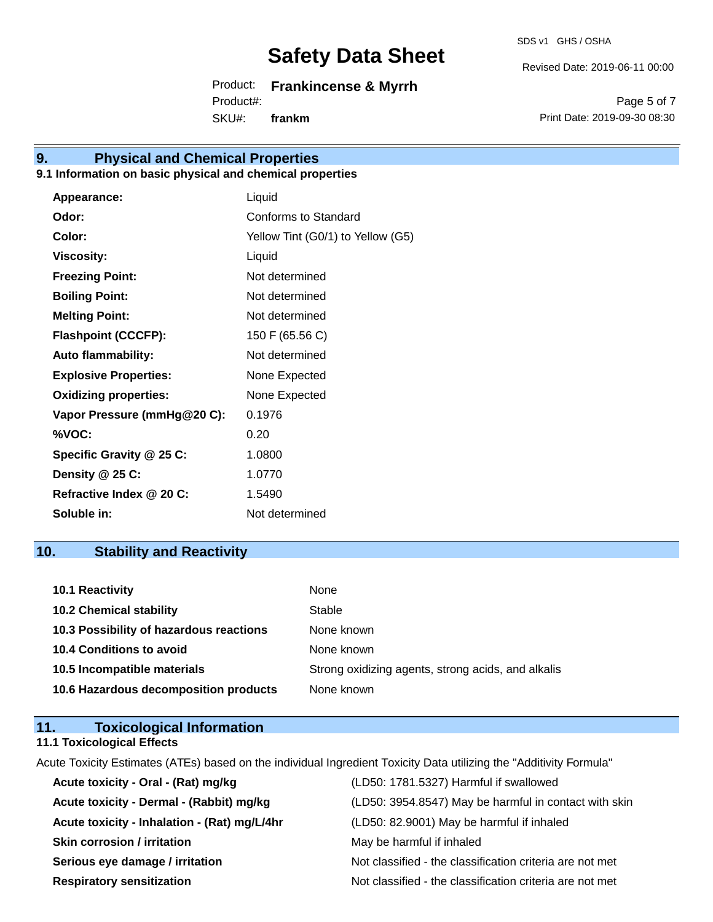## 9. Physical and Chemical Properties

### 9.1 Information on basic physical and chemical properties

| | |
|---|---|
| **Appearance:** | Liquid |
| **Odor:** | Conforms to Standard |
| **Color:** | Yellow Tint (G0/1) to Yellow (G5) |
| **Viscosity:** | Liquid |
| **Freezing Point:** | Not determined |
| **Boiling Point:** | Not determined |
| **Melting Point:** | Not determined |
| **Flashpoint (CCCFP):** | 150 F (65.56 C) |
| **Auto flammability:** | Not determined |
| **Explosive Properties:** | None Expected |
| **Oxidizing properties:** | None Expected |
| **Vapor Pressure (mmHg@20 C):** | 0.1976 |
| **%VOC:** | 0.20 |
| **Specific Gravity @ 25 C:** | 1.0800 |
| **Density @ 25 C:** | 1.0770 |
| **Refractive Index @ 20 C:** | 1.5490 |
| **Soluble in:** | Not determined |

## 10. Stability and Reactivity

| | |
|---|---|
| **10.1 Reactivity** | None |
| **10.2 Chemical stability** | Stable |
| **10.3 Possibility of hazardous reactions** | None known |
| **10.4 Conditions to avoid** | None known |
| **10.5 Incompatible materials** | Strong oxidizing agents, strong acids, and alkalis |
| **10.6 Hazardous decomposition products** | None known |

## 11. Toxicological Information

### 11.1 Toxicological Effects

Acute Toxicity Estimates (ATEs) based on the individual Ingredient Toxicity Data utilizing the "Additivity Formula"

| | |
|---|---|
| **Acute toxicity - Oral - (Rat) mg/kg** | (LD50: 1781.5327) Harmful if swallowed |
| **Acute toxicity - Dermal - (Rabbit) mg/kg** | (LD50: 3954.8547) May be harmful in contact with skin |
| **Acute toxicity - Inhalation - (Rat) mg/L/4hr** | (LD50: 82.9001) May be harmful if inhaled |
| **Skin corrosion / irritation** | May be harmful if inhaled |
| **Serious eye damage / irritation** | Not classified - the classification criteria are not met |
| **Respiratory sensitization** | Not classified - the classification criteria are not met |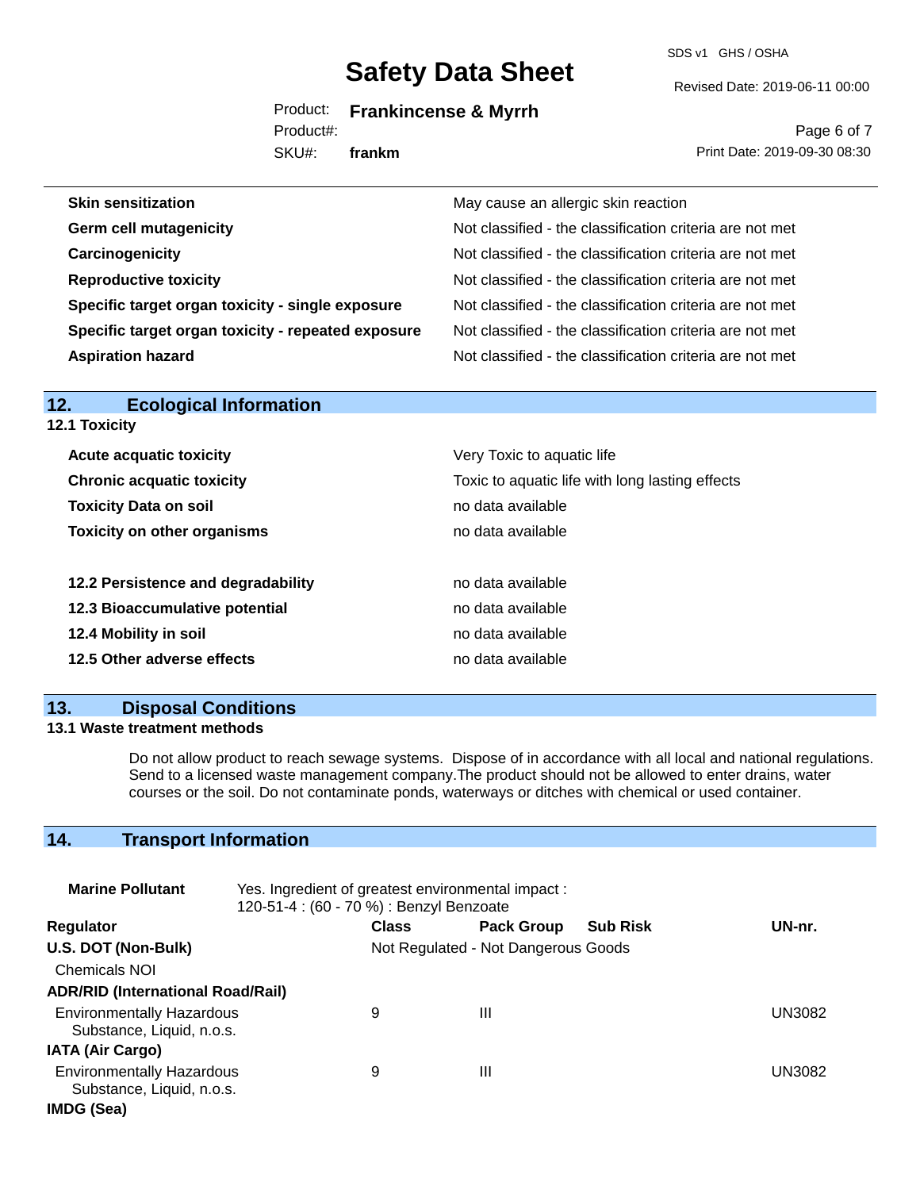| | |
|---|---|
| **Skin sensitization** | May cause an allergic skin reaction |
| **Germ cell mutagenicity** | Not classified - the classification criteria are not met |
| **Carcinogenicity** | Not classified - the classification criteria are not met |
| **Reproductive toxicity** | Not classified - the classification criteria are not met |
| **Specific target organ toxicity - single exposure** | Not classified - the classification criteria are not met |
| **Specific target organ toxicity - repeated exposure** | Not classified - the classification criteria are not met |
| **Aspiration hazard** | Not classified - the classification criteria are not met |

## 12. Ecological Information

### 12.1 Toxicity

| | |
|---|---|
| **Acute acquatic toxicity** | Very Toxic to aquatic life |
| **Chronic acquatic toxicity** | Toxic to aquatic life with long lasting effects |
| **Toxicity Data on soil** | no data available |
| **Toxicity on other organisms** | no data available |

| | |
|---|---|
| **12.2 Persistence and degradability** | no data available |
| **12.3 Bioaccumulative potential** | no data available |
| **12.4 Mobility in soil** | no data available |
| **12.5 Other adverse effects** | no data available |

## 13. Disposal Conditions

### 13.1 Waste treatment methods

Do not allow product to reach sewage systems. Dispose of in accordance with all local and national regulations. Send to a licensed waste management company.The product should not be allowed to enter drains, water courses or the soil. Do not contaminate ponds, waterways or ditches with chemical or used container.

## 14. Transport Information

**Marine Pollutant** Yes. Ingredient of greatest environmental impact : 120-51-4 : (60 - 70 %) : Benzyl Benzoate

| Regulator | Class | Pack Group | Sub Risk | UN-nr. |
|---|---|---|---|---|
| **U.S. DOT (Non-Bulk)** | Not Regulated - Not Dangerous Goods | | | |
| Chemicals NOI | | | | |
| **ADR/RID (International Road/Rail)** | | | | |
| Environmentally Hazardous Substance, Liquid, n.o.s. | 9 | III | | UN3082 |
| **IATA (Air Cargo)** | | | | |
| Environmentally Hazardous Substance, Liquid, n.o.s. | 9 | III | | UN3082 |
| **IMDG (Sea)** | | | | |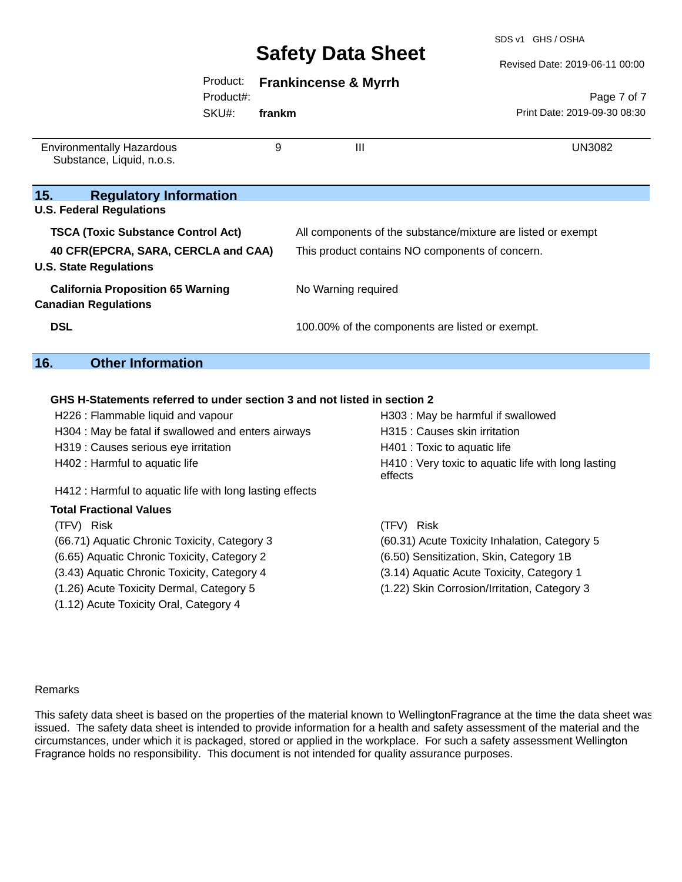| | | | |
|---|---|---|---|
| Environmentally Hazardous Substance, Liquid, n.o.s. | 9 | III | UN3082 |

## 15. Regulatory Information

**U.S. Federal Regulations**

| | |
|---|---|
| **TSCA (Toxic Substance Control Act)** | All components of the substance/mixture are listed or exempt |
| **40 CFR(EPCRA, SARA, CERCLA and CAA)** | This product contains NO components of concern. |

**U.S. State Regulations**

| | |
|---|---|
| **California Proposition 65 Warning** | No Warning required |

**Canadian Regulations**

| | |
|---|---|
| **DSL** | 100.00% of the components are listed or exempt. |

## 16. Other Information

**GHS H-Statements referred to under section 3 and not listed in section 2**

H226 : Flammable liquid and vapour
H303 : May be harmful if swallowed
H304 : May be fatal if swallowed and enters airways
H315 : Causes skin irritation
H319 : Causes serious eye irritation
H401 : Toxic to aquatic life
H402 : Harmful to aquatic life
H410 : Very toxic to aquatic life with long lasting effects
H412 : Harmful to aquatic life with long lasting effects

**Total Fractional Values**

(TFV) Risk
(66.71) Aquatic Chronic Toxicity, Category 3
(6.65) Aquatic Chronic Toxicity, Category 2
(3.43) Aquatic Chronic Toxicity, Category 4
(1.26) Acute Toxicity Dermal, Category 5
(1.12) Acute Toxicity Oral, Category 4

(TFV) Risk
(60.31) Acute Toxicity Inhalation, Category 5
(6.50) Sensitization, Skin, Category 1B
(3.14) Aquatic Acute Toxicity, Category 1
(1.22) Skin Corrosion/Irritation, Category 3

Remarks

This safety data sheet is based on the properties of the material known to WellingtonFragrance at the time the data sheet was issued. The safety data sheet is intended to provide information for a health and safety assessment of the material and the circumstances, under which it is packaged, stored or applied in the workplace. For such a safety assessment Wellington Fragrance holds no responsibility. This document is not intended for quality assurance purposes.